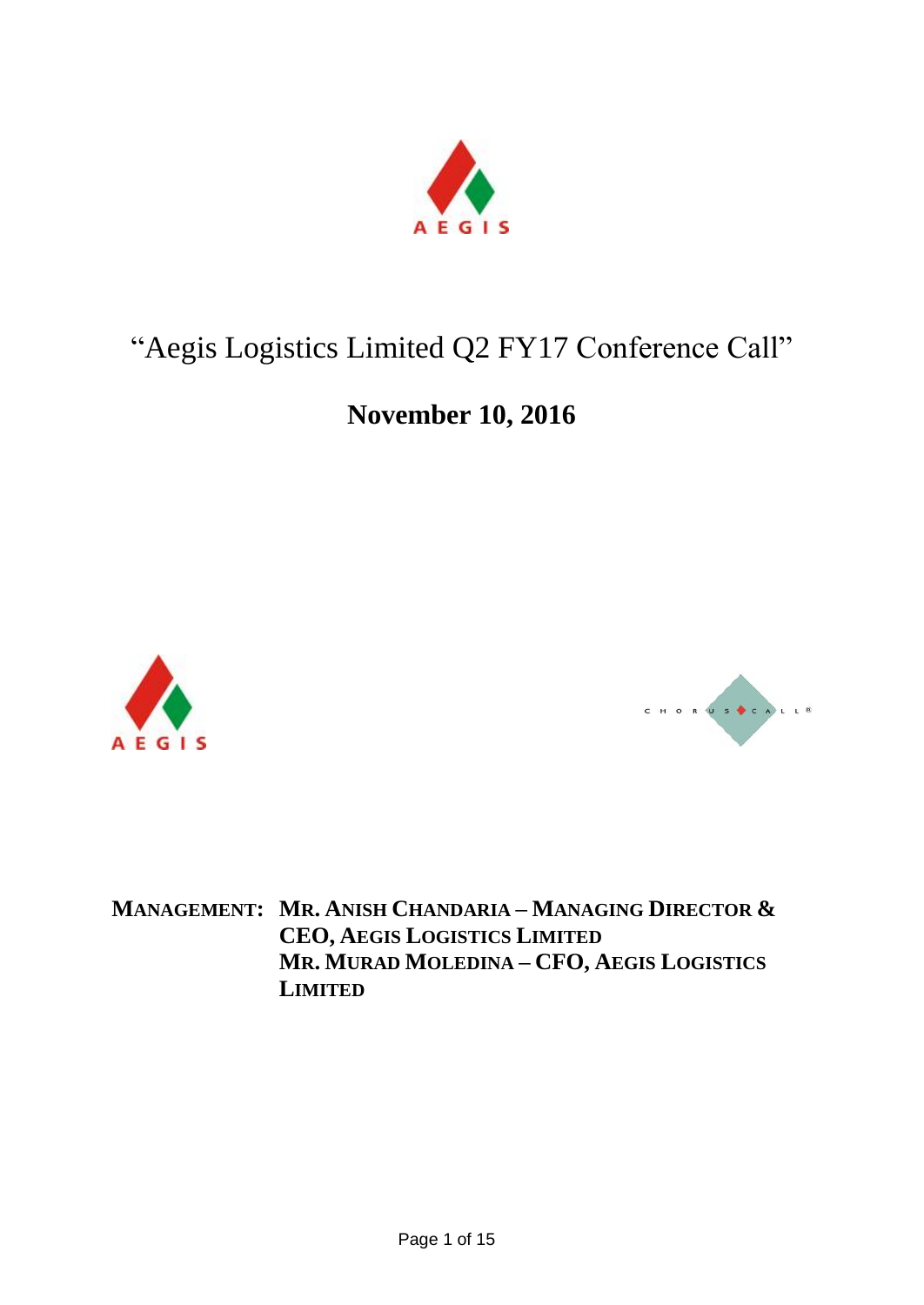# "Aegis Logistics Limited Q2 FY17 Conference Call"

## November 10, 2016

**MANAGEMENT: MR. ANISH CHANDARIA – MANAGING DIRECTOR & CEO, AEGIS LOGISTICS LIMITED**
**MR. MURAD MOLEDINA – CFO, AEGIS LOGISTICS LIMITED**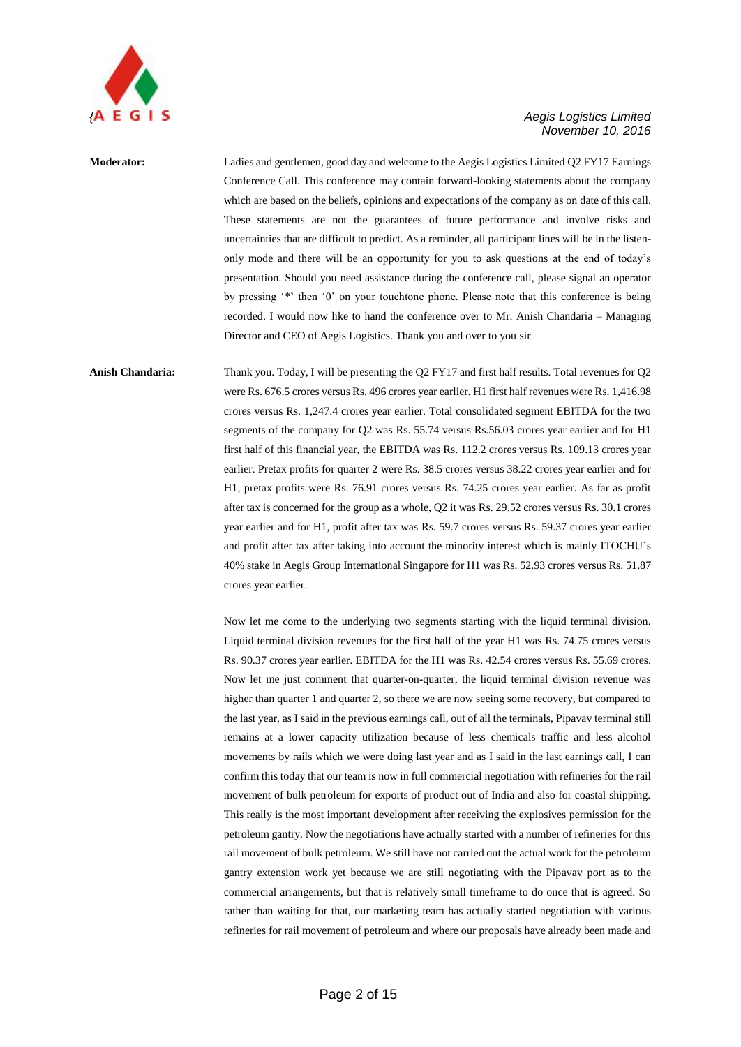**Moderator:** Ladies and gentlemen, good day and welcome to the Aegis Logistics Limited Q2 FY17 Earnings Conference Call. This conference may contain forward-looking statements about the company which are based on the beliefs, opinions and expectations of the company as on date of this call. These statements are not the guarantees of future performance and involve risks and uncertainties that are difficult to predict. As a reminder, all participant lines will be in the listen-only mode and there will be an opportunity for you to ask questions at the end of today's presentation. Should you need assistance during the conference call, please signal an operator by pressing '*' then '0' on your touchtone phone. Please note that this conference is being recorded. I would now like to hand the conference over to Mr. Anish Chandaria – Managing Director and CEO of Aegis Logistics. Thank you and over to you sir.

**Anish Chandaria:** Thank you. Today, I will be presenting the Q2 FY17 and first half results. Total revenues for Q2 were Rs. 676.5 crores versus Rs. 496 crores year earlier. H1 first half revenues were Rs. 1,416.98 crores versus Rs. 1,247.4 crores year earlier. Total consolidated segment EBITDA for the two segments of the company for Q2 was Rs. 55.74 versus Rs.56.03 crores year earlier and for H1 first half of this financial year, the EBITDA was Rs. 112.2 crores versus Rs. 109.13 crores year earlier. Pretax profits for quarter 2 were Rs. 38.5 crores versus 38.22 crores year earlier and for H1, pretax profits were Rs. 76.91 crores versus Rs. 74.25 crores year earlier. As far as profit after tax is concerned for the group as a whole, Q2 it was Rs. 29.52 crores versus Rs. 30.1 crores year earlier and for H1, profit after tax was Rs. 59.7 crores versus Rs. 59.37 crores year earlier and profit after tax after taking into account the minority interest which is mainly ITOCHU's 40% stake in Aegis Group International Singapore for H1 was Rs. 52.93 crores versus Rs. 51.87 crores year earlier.

Now let me come to the underlying two segments starting with the liquid terminal division. Liquid terminal division revenues for the first half of the year H1 was Rs. 74.75 crores versus Rs. 90.37 crores year earlier. EBITDA for the H1 was Rs. 42.54 crores versus Rs. 55.69 crores. Now let me just comment that quarter-on-quarter, the liquid terminal division revenue was higher than quarter 1 and quarter 2, so there we are now seeing some recovery, but compared to the last year, as I said in the previous earnings call, out of all the terminals, Pipavav terminal still remains at a lower capacity utilization because of less chemicals traffic and less alcohol movements by rails which we were doing last year and as I said in the last earnings call, I can confirm this today that our team is now in full commercial negotiation with refineries for the rail movement of bulk petroleum for exports of product out of India and also for coastal shipping. This really is the most important development after receiving the explosives permission for the petroleum gantry. Now the negotiations have actually started with a number of refineries for this rail movement of bulk petroleum. We still have not carried out the actual work for the petroleum gantry extension work yet because we are still negotiating with the Pipavav port as to the commercial arrangements, but that is relatively small timeframe to do once that is agreed. So rather than waiting for that, our marketing team has actually started negotiation with various refineries for rail movement of petroleum and where our proposals have already been made and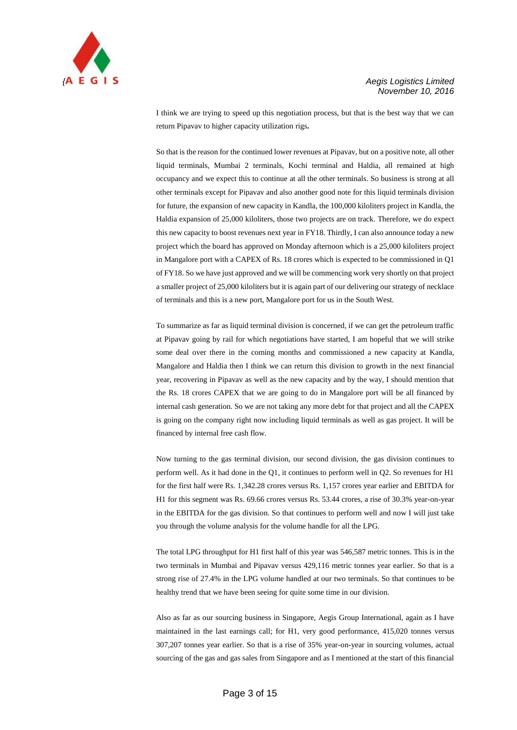I think we are trying to speed up this negotiation process, but that is the best way that we can return Pipavav to higher capacity utilization rigs**.**

So that is the reason for the continued lower revenues at Pipavav, but on a positive note, all other liquid terminals, Mumbai 2 terminals, Kochi terminal and Haldia, all remained at high occupancy and we expect this to continue at all the other terminals. So business is strong at all other terminals except for Pipavav and also another good note for this liquid terminals division for future, the expansion of new capacity in Kandla, the 100,000 kiloliters project in Kandla, the Haldia expansion of 25,000 kiloliters, those two projects are on track. Therefore, we do expect this new capacity to boost revenues next year in FY18. Thirdly, I can also announce today a new project which the board has approved on Monday afternoon which is a 25,000 kiloliters project in Mangalore port with a CAPEX of Rs. 18 crores which is expected to be commissioned in Q1 of FY18. So we have just approved and we will be commencing work very shortly on that project a smaller project of 25,000 kiloliters but it is again part of our delivering our strategy of necklace of terminals and this is a new port, Mangalore port for us in the South West.

To summarize as far as liquid terminal division is concerned, if we can get the petroleum traffic at Pipavav going by rail for which negotiations have started, I am hopeful that we will strike some deal over there in the coming months and commissioned a new capacity at Kandla, Mangalore and Haldia then I think we can return this division to growth in the next financial year, recovering in Pipavav as well as the new capacity and by the way, I should mention that the Rs. 18 crores CAPEX that we are going to do in Mangalore port will be all financed by internal cash generation. So we are not taking any more debt for that project and all the CAPEX is going on the company right now including liquid terminals as well as gas project. It will be financed by internal free cash flow.

Now turning to the gas terminal division, our second division, the gas division continues to perform well. As it had done in the Q1, it continues to perform well in Q2. So revenues for H1 for the first half were Rs. 1,342.28 crores versus Rs. 1,157 crores year earlier and EBITDA for H1 for this segment was Rs. 69.66 crores versus Rs. 53.44 crores, a rise of 30.3% year-on-year in the EBITDA for the gas division. So that continues to perform well and now I will just take you through the volume analysis for the volume handle for all the LPG.

The total LPG throughput for H1 first half of this year was 546,587 metric tonnes. This is in the two terminals in Mumbai and Pipavav versus 429,116 metric tonnes year earlier. So that is a strong rise of 27.4% in the LPG volume handled at our two terminals. So that continues to be healthy trend that we have been seeing for quite some time in our division.

Also as far as our sourcing business in Singapore, Aegis Group International, again as I have maintained in the last earnings call; for H1, very good performance, 415,020 tonnes versus 307,207 tonnes year earlier. So that is a rise of 35% year-on-year in sourcing volumes, actual sourcing of the gas and gas sales from Singapore and as I mentioned at the start of this financial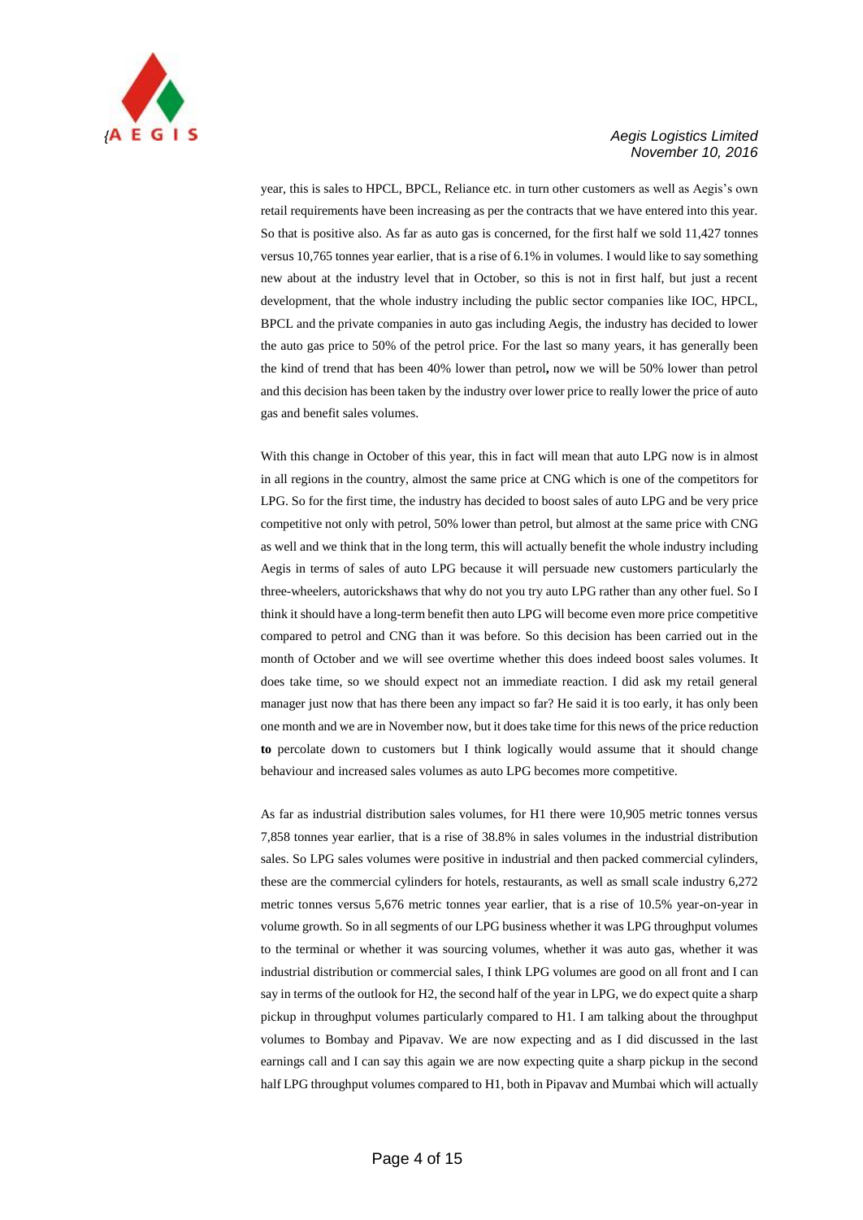year, this is sales to HPCL, BPCL, Reliance etc. in turn other customers as well as Aegis's own retail requirements have been increasing as per the contracts that we have entered into this year. So that is positive also. As far as auto gas is concerned, for the first half we sold 11,427 tonnes versus 10,765 tonnes year earlier, that is a rise of 6.1% in volumes. I would like to say something new about at the industry level that in October, so this is not in first half, but just a recent development, that the whole industry including the public sector companies like IOC, HPCL, BPCL and the private companies in auto gas including Aegis, the industry has decided to lower the auto gas price to 50% of the petrol price. For the last so many years, it has generally been the kind of trend that has been 40% lower than petrol**,** now we will be 50% lower than petrol and this decision has been taken by the industry over lower price to really lower the price of auto gas and benefit sales volumes.

With this change in October of this year, this in fact will mean that auto LPG now is in almost in all regions in the country, almost the same price at CNG which is one of the competitors for LPG. So for the first time, the industry has decided to boost sales of auto LPG and be very price competitive not only with petrol, 50% lower than petrol, but almost at the same price with CNG as well and we think that in the long term, this will actually benefit the whole industry including Aegis in terms of sales of auto LPG because it will persuade new customers particularly the three-wheelers, autorickshaws that why do not you try auto LPG rather than any other fuel. So I think it should have a long-term benefit then auto LPG will become even more price competitive compared to petrol and CNG than it was before. So this decision has been carried out in the month of October and we will see overtime whether this does indeed boost sales volumes. It does take time, so we should expect not an immediate reaction. I did ask my retail general manager just now that has there been any impact so far? He said it is too early, it has only been one month and we are in November now, but it does take time for this news of the price reduction **to** percolate down to customers but I think logically would assume that it should change behaviour and increased sales volumes as auto LPG becomes more competitive.

As far as industrial distribution sales volumes, for H1 there were 10,905 metric tonnes versus 7,858 tonnes year earlier, that is a rise of 38.8% in sales volumes in the industrial distribution sales. So LPG sales volumes were positive in industrial and then packed commercial cylinders, these are the commercial cylinders for hotels, restaurants, as well as small scale industry 6,272 metric tonnes versus 5,676 metric tonnes year earlier, that is a rise of 10.5% year-on-year in volume growth. So in all segments of our LPG business whether it was LPG throughput volumes to the terminal or whether it was sourcing volumes, whether it was auto gas, whether it was industrial distribution or commercial sales, I think LPG volumes are good on all front and I can say in terms of the outlook for H2, the second half of the year in LPG, we do expect quite a sharp pickup in throughput volumes particularly compared to H1. I am talking about the throughput volumes to Bombay and Pipavav. We are now expecting and as I did discussed in the last earnings call and I can say this again we are now expecting quite a sharp pickup in the second half LPG throughput volumes compared to H1, both in Pipavav and Mumbai which will actually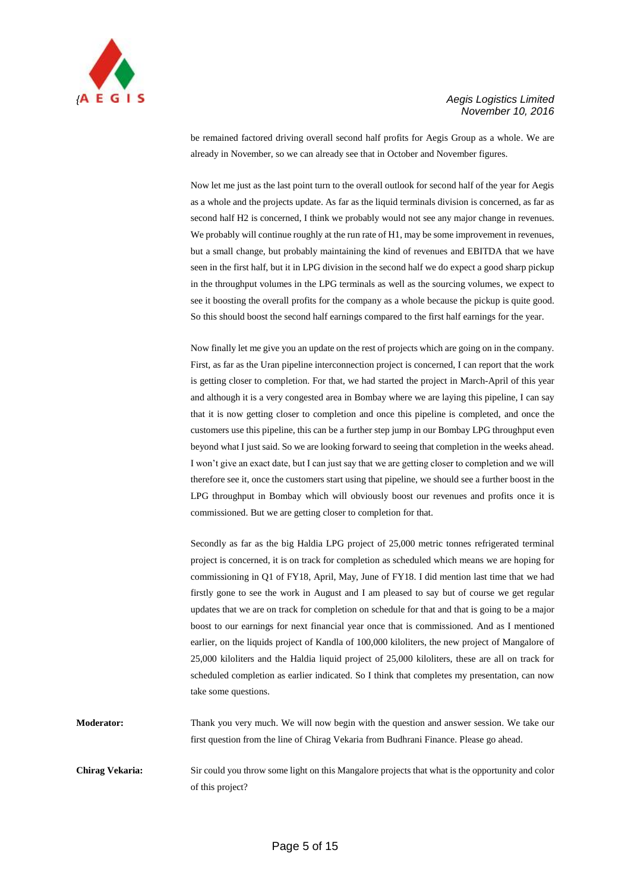be remained factored driving overall second half profits for Aegis Group as a whole. We are already in November, so we can already see that in October and November figures.

Now let me just as the last point turn to the overall outlook for second half of the year for Aegis as a whole and the projects update. As far as the liquid terminals division is concerned, as far as second half H2 is concerned, I think we probably would not see any major change in revenues. We probably will continue roughly at the run rate of H1, may be some improvement in revenues, but a small change, but probably maintaining the kind of revenues and EBITDA that we have seen in the first half, but it in LPG division in the second half we do expect a good sharp pickup in the throughput volumes in the LPG terminals as well as the sourcing volumes, we expect to see it boosting the overall profits for the company as a whole because the pickup is quite good. So this should boost the second half earnings compared to the first half earnings for the year.

Now finally let me give you an update on the rest of projects which are going on in the company. First, as far as the Uran pipeline interconnection project is concerned, I can report that the work is getting closer to completion. For that, we had started the project in March-April of this year and although it is a very congested area in Bombay where we are laying this pipeline, I can say that it is now getting closer to completion and once this pipeline is completed, and once the customers use this pipeline, this can be a further step jump in our Bombay LPG throughput even beyond what I just said. So we are looking forward to seeing that completion in the weeks ahead. I won't give an exact date, but I can just say that we are getting closer to completion and we will therefore see it, once the customers start using that pipeline, we should see a further boost in the LPG throughput in Bombay which will obviously boost our revenues and profits once it is commissioned. But we are getting closer to completion for that.

Secondly as far as the big Haldia LPG project of 25,000 metric tonnes refrigerated terminal project is concerned, it is on track for completion as scheduled which means we are hoping for commissioning in Q1 of FY18, April, May, June of FY18. I did mention last time that we had firstly gone to see the work in August and I am pleased to say but of course we get regular updates that we are on track for completion on schedule for that and that is going to be a major boost to our earnings for next financial year once that is commissioned. And as I mentioned earlier, on the liquids project of Kandla of 100,000 kiloliters, the new project of Mangalore of 25,000 kiloliters and the Haldia liquid project of 25,000 kiloliters, these are all on track for scheduled completion as earlier indicated. So I think that completes my presentation, can now take some questions.

**Moderator:** Thank you very much. We will now begin with the question and answer session. We take our first question from the line of Chirag Vekaria from Budhrani Finance. Please go ahead.

**Chirag Vekaria:** Sir could you throw some light on this Mangalore projects that what is the opportunity and color of this project?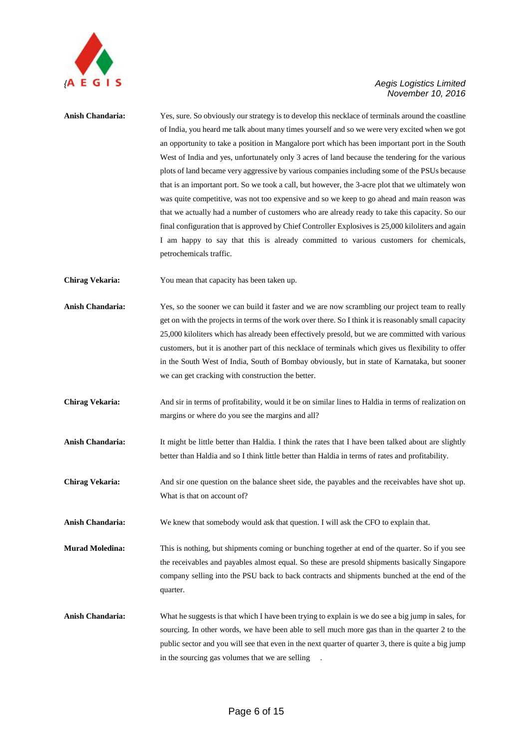**Anish Chandaria:** Yes, sure. So obviously our strategy is to develop this necklace of terminals around the coastline of India, you heard me talk about many times yourself and so we were very excited when we got an opportunity to take a position in Mangalore port which has been important port in the South West of India and yes, unfortunately only 3 acres of land because the tendering for the various plots of land became very aggressive by various companies including some of the PSUs because that is an important port. So we took a call, but however, the 3-acre plot that we ultimately won was quite competitive, was not too expensive and so we keep to go ahead and main reason was that we actually had a number of customers who are already ready to take this capacity. So our final configuration that is approved by Chief Controller Explosives is 25,000 kiloliters and again I am happy to say that this is already committed to various customers for chemicals, petrochemicals traffic.

**Chirag Vekaria:** You mean that capacity has been taken up.

**Anish Chandaria:** Yes, so the sooner we can build it faster and we are now scrambling our project team to really get on with the projects in terms of the work over there. So I think it is reasonably small capacity 25,000 kiloliters which has already been effectively presold, but we are committed with various customers, but it is another part of this necklace of terminals which gives us flexibility to offer in the South West of India, South of Bombay obviously, but in state of Karnataka, but sooner we can get cracking with construction the better.

**Chirag Vekaria:** And sir in terms of profitability, would it be on similar lines to Haldia in terms of realization on margins or where do you see the margins and all?

**Anish Chandaria:** It might be little better than Haldia. I think the rates that I have been talked about are slightly better than Haldia and so I think little better than Haldia in terms of rates and profitability.

**Chirag Vekaria:** And sir one question on the balance sheet side, the payables and the receivables have shot up. What is that on account of?

**Anish Chandaria:** We knew that somebody would ask that question. I will ask the CFO to explain that.

**Murad Moledina:** This is nothing, but shipments coming or bunching together at end of the quarter. So if you see the receivables and payables almost equal. So these are presold shipments basically Singapore company selling into the PSU back to back contracts and shipments bunched at the end of the quarter.

**Anish Chandaria:** What he suggests is that which I have been trying to explain is we do see a big jump in sales, for sourcing. In other words, we have been able to sell much more gas than in the quarter 2 to the public sector and you will see that even in the next quarter of quarter 3, there is quite a big jump in the sourcing gas volumes that we are selling .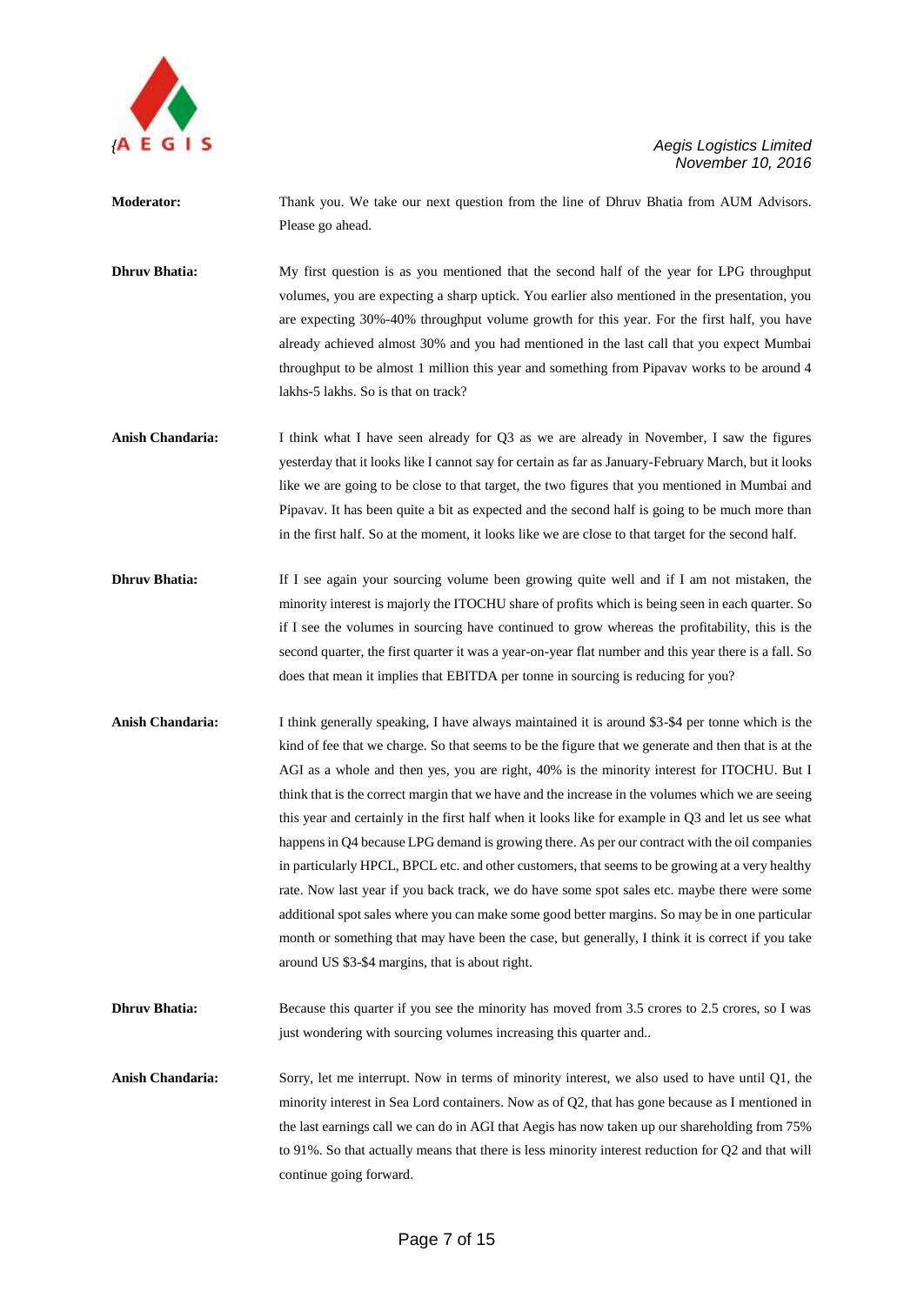**Moderator:** Thank you. We take our next question from the line of Dhruv Bhatia from AUM Advisors. Please go ahead.

**Dhruv Bhatia:** My first question is as you mentioned that the second half of the year for LPG throughput volumes, you are expecting a sharp uptick. You earlier also mentioned in the presentation, you are expecting 30%-40% throughput volume growth for this year. For the first half, you have already achieved almost 30% and you had mentioned in the last call that you expect Mumbai throughput to be almost 1 million this year and something from Pipavav works to be around 4 lakhs-5 lakhs. So is that on track?

**Anish Chandaria:** I think what I have seen already for Q3 as we are already in November, I saw the figures yesterday that it looks like I cannot say for certain as far as January-February March, but it looks like we are going to be close to that target, the two figures that you mentioned in Mumbai and Pipavav. It has been quite a bit as expected and the second half is going to be much more than in the first half. So at the moment, it looks like we are close to that target for the second half.

**Dhruv Bhatia:** If I see again your sourcing volume been growing quite well and if I am not mistaken, the minority interest is majorly the ITOCHU share of profits which is being seen in each quarter. So if I see the volumes in sourcing have continued to grow whereas the profitability, this is the second quarter, the first quarter it was a year-on-year flat number and this year there is a fall. So does that mean it implies that EBITDA per tonne in sourcing is reducing for you?

**Anish Chandaria:** I think generally speaking, I have always maintained it is around $3-$4 per tonne which is the kind of fee that we charge. So that seems to be the figure that we generate and then that is at the AGI as a whole and then yes, you are right, 40% is the minority interest for ITOCHU. But I think that is the correct margin that we have and the increase in the volumes which we are seeing this year and certainly in the first half when it looks like for example in Q3 and let us see what happens in Q4 because LPG demand is growing there. As per our contract with the oil companies in particularly HPCL, BPCL etc. and other customers, that seems to be growing at a very healthy rate. Now last year if you back track, we do have some spot sales etc. maybe there were some additional spot sales where you can make some good better margins. So may be in one particular month or something that may have been the case, but generally, I think it is correct if you take around US $3-$4 margins, that is about right.

**Dhruv Bhatia:** Because this quarter if you see the minority has moved from 3.5 crores to 2.5 crores, so I was just wondering with sourcing volumes increasing this quarter and..

**Anish Chandaria:** Sorry, let me interrupt. Now in terms of minority interest, we also used to have until Q1, the minority interest in Sea Lord containers. Now as of Q2, that has gone because as I mentioned in the last earnings call we can do in AGI that Aegis has now taken up our shareholding from 75% to 91%. So that actually means that there is less minority interest reduction for Q2 and that will continue going forward.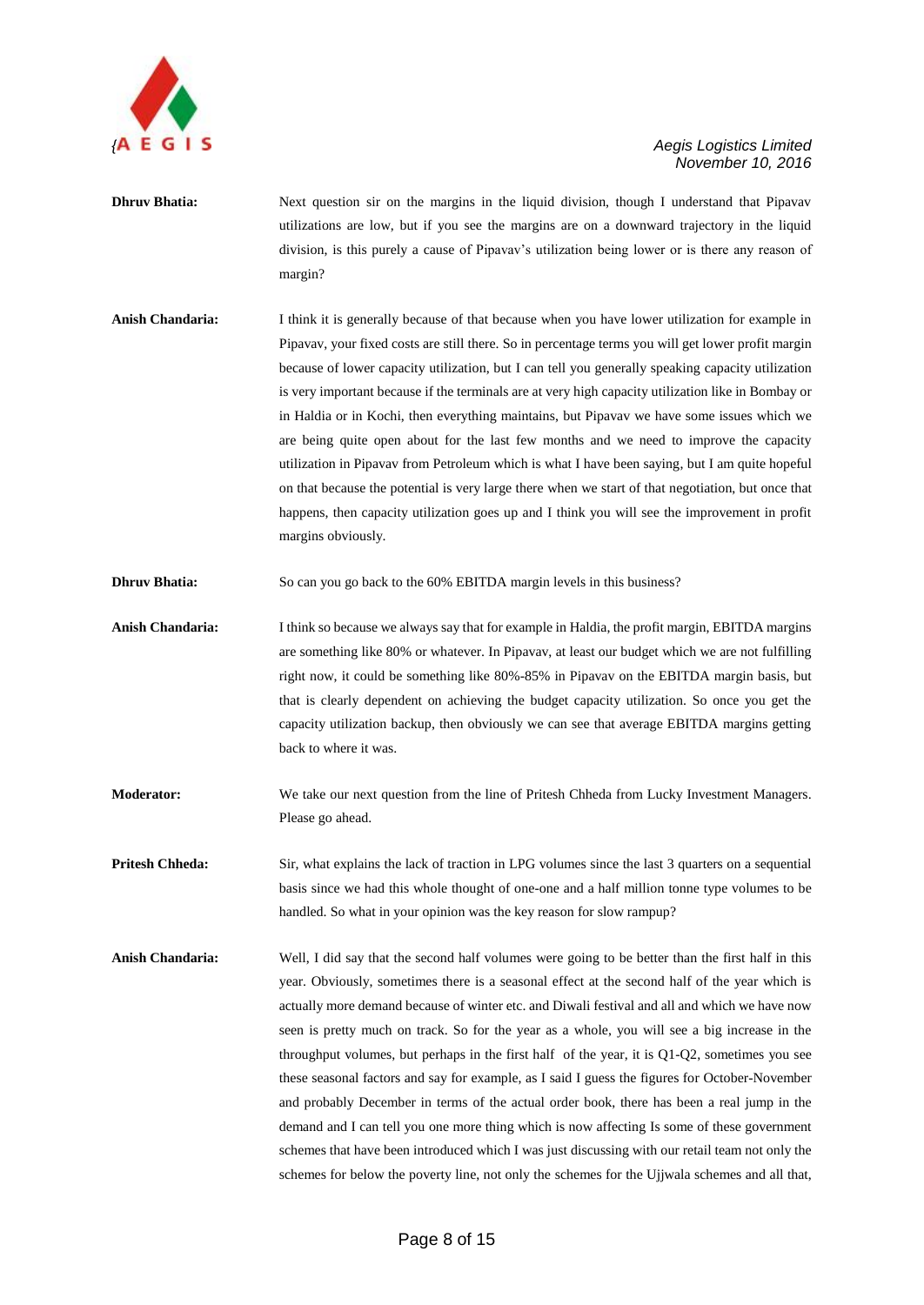**Dhruv Bhatia:** Next question sir on the margins in the liquid division, though I understand that Pipavav utilizations are low, but if you see the margins are on a downward trajectory in the liquid division, is this purely a cause of Pipavav's utilization being lower or is there any reason of margin?

**Anish Chandaria:** I think it is generally because of that because when you have lower utilization for example in Pipavav, your fixed costs are still there. So in percentage terms you will get lower profit margin because of lower capacity utilization, but I can tell you generally speaking capacity utilization is very important because if the terminals are at very high capacity utilization like in Bombay or in Haldia or in Kochi, then everything maintains, but Pipavav we have some issues which we are being quite open about for the last few months and we need to improve the capacity utilization in Pipavav from Petroleum which is what I have been saying, but I am quite hopeful on that because the potential is very large there when we start of that negotiation, but once that happens, then capacity utilization goes up and I think you will see the improvement in profit margins obviously.

**Dhruv Bhatia:** So can you go back to the 60% EBITDA margin levels in this business?

**Anish Chandaria:** I think so because we always say that for example in Haldia, the profit margin, EBITDA margins are something like 80% or whatever. In Pipavav, at least our budget which we are not fulfilling right now, it could be something like 80%-85% in Pipavav on the EBITDA margin basis, but that is clearly dependent on achieving the budget capacity utilization. So once you get the capacity utilization backup, then obviously we can see that average EBITDA margins getting back to where it was.

**Moderator:** We take our next question from the line of Pritesh Chheda from Lucky Investment Managers. Please go ahead.

**Pritesh Chheda:** Sir, what explains the lack of traction in LPG volumes since the last 3 quarters on a sequential basis since we had this whole thought of one-one and a half million tonne type volumes to be handled. So what in your opinion was the key reason for slow rampup?

**Anish Chandaria:** Well, I did say that the second half volumes were going to be better than the first half in this year. Obviously, sometimes there is a seasonal effect at the second half of the year which is actually more demand because of winter etc. and Diwali festival and all and which we have now seen is pretty much on track. So for the year as a whole, you will see a big increase in the throughput volumes, but perhaps in the first half of the year, it is Q1-Q2, sometimes you see these seasonal factors and say for example, as I said I guess the figures for October-November and probably December in terms of the actual order book, there has been a real jump in the demand and I can tell you one more thing which is now affecting Is some of these government schemes that have been introduced which I was just discussing with our retail team not only the schemes for below the poverty line, not only the schemes for the Ujjwala schemes and all that,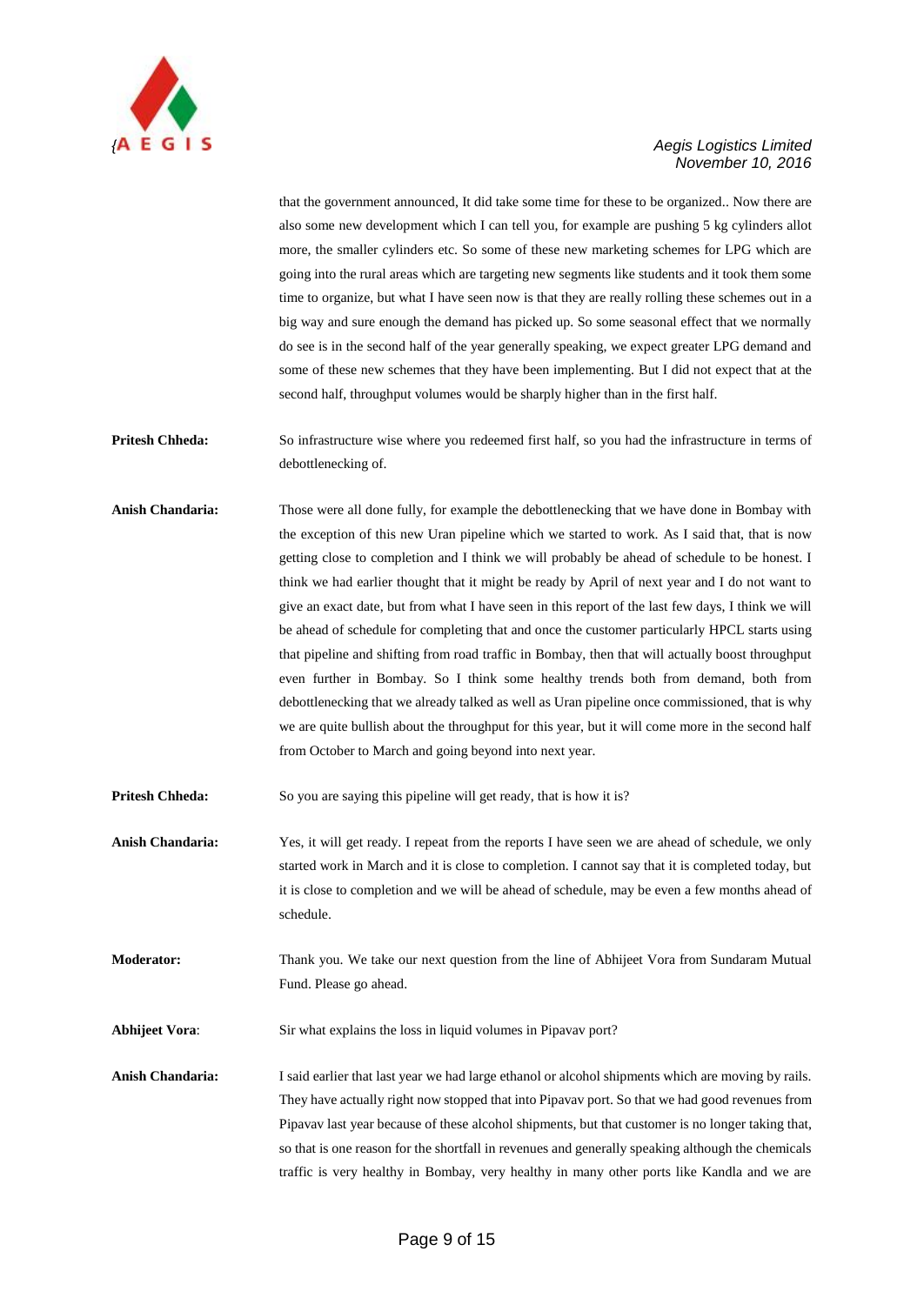that the government announced, It did take some time for these to be organized.. Now there are also some new development which I can tell you, for example are pushing 5 kg cylinders allot more, the smaller cylinders etc. So some of these new marketing schemes for LPG which are going into the rural areas which are targeting new segments like students and it took them some time to organize, but what I have seen now is that they are really rolling these schemes out in a big way and sure enough the demand has picked up. So some seasonal effect that we normally do see is in the second half of the year generally speaking, we expect greater LPG demand and some of these new schemes that they have been implementing. But I did not expect that at the second half, throughput volumes would be sharply higher than in the first half.

**Pritesh Chheda:** So infrastructure wise where you redeemed first half, so you had the infrastructure in terms of debottlenecking of.

**Anish Chandaria:** Those were all done fully, for example the debottlenecking that we have done in Bombay with the exception of this new Uran pipeline which we started to work. As I said that, that is now getting close to completion and I think we will probably be ahead of schedule to be honest. I think we had earlier thought that it might be ready by April of next year and I do not want to give an exact date, but from what I have seen in this report of the last few days, I think we will be ahead of schedule for completing that and once the customer particularly HPCL starts using that pipeline and shifting from road traffic in Bombay, then that will actually boost throughput even further in Bombay. So I think some healthy trends both from demand, both from debottlenecking that we already talked as well as Uran pipeline once commissioned, that is why we are quite bullish about the throughput for this year, but it will come more in the second half from October to March and going beyond into next year.

**Pritesh Chheda:** So you are saying this pipeline will get ready, that is how it is?

**Anish Chandaria:** Yes, it will get ready. I repeat from the reports I have seen we are ahead of schedule, we only started work in March and it is close to completion. I cannot say that it is completed today, but it is close to completion and we will be ahead of schedule, may be even a few months ahead of schedule.

**Moderator:** Thank you. We take our next question from the line of Abhijeet Vora from Sundaram Mutual Fund. Please go ahead.

**Abhijeet Vora**: Sir what explains the loss in liquid volumes in Pipavav port?

**Anish Chandaria:** I said earlier that last year we had large ethanol or alcohol shipments which are moving by rails. They have actually right now stopped that into Pipavav port. So that we had good revenues from Pipavav last year because of these alcohol shipments, but that customer is no longer taking that, so that is one reason for the shortfall in revenues and generally speaking although the chemicals traffic is very healthy in Bombay, very healthy in many other ports like Kandla and we are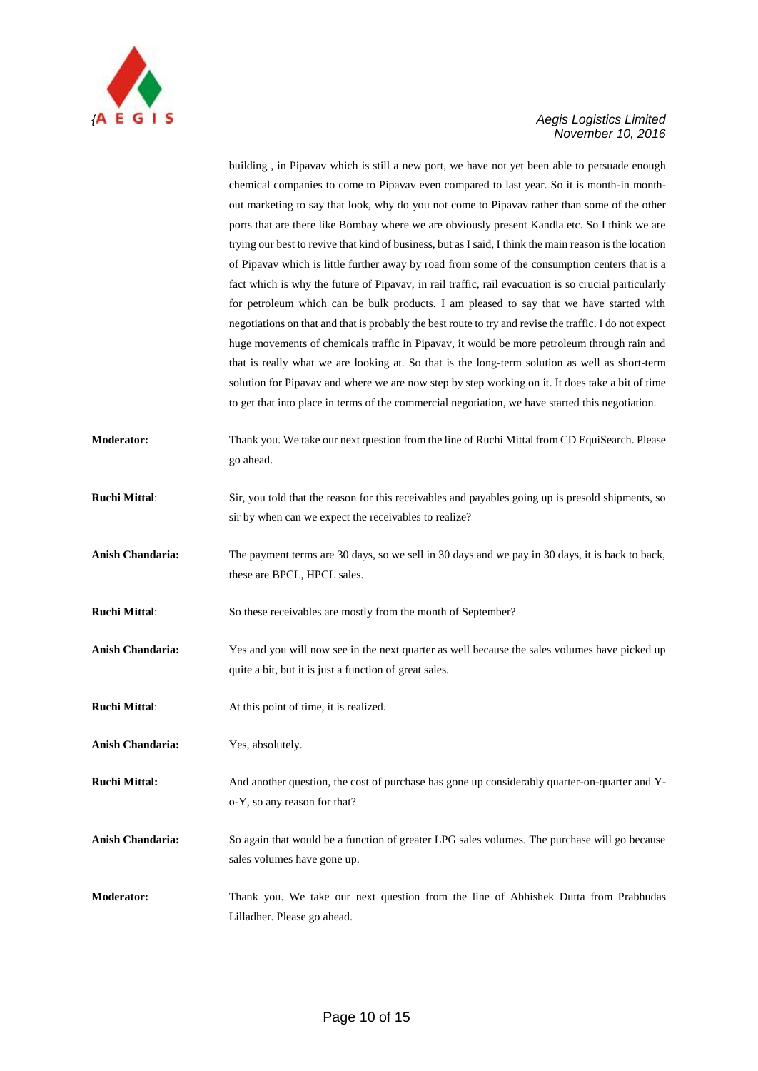building , in Pipavav which is still a new port, we have not yet been able to persuade enough chemical companies to come to Pipavav even compared to last year. So it is month-in month-out marketing to say that look, why do you not come to Pipavav rather than some of the other ports that are there like Bombay where we are obviously present Kandla etc. So I think we are trying our best to revive that kind of business, but as I said, I think the main reason is the location of Pipavav which is little further away by road from some of the consumption centers that is a fact which is why the future of Pipavav, in rail traffic, rail evacuation is so crucial particularly for petroleum which can be bulk products. I am pleased to say that we have started with negotiations on that and that is probably the best route to try and revise the traffic. I do not expect huge movements of chemicals traffic in Pipavav, it would be more petroleum through rain and that is really what we are looking at. So that is the long-term solution as well as short-term solution for Pipavav and where we are now step by step working on it. It does take a bit of time to get that into place in terms of the commercial negotiation, we have started this negotiation.

**Moderator:** Thank you. We take our next question from the line of Ruchi Mittal from CD EquiSearch. Please go ahead.

**Ruchi Mittal**: Sir, you told that the reason for this receivables and payables going up is presold shipments, so sir by when can we expect the receivables to realize?

**Anish Chandaria:** The payment terms are 30 days, so we sell in 30 days and we pay in 30 days, it is back to back, these are BPCL, HPCL sales.

**Ruchi Mittal**: So these receivables are mostly from the month of September?

**Anish Chandaria:** Yes and you will now see in the next quarter as well because the sales volumes have picked up quite a bit, but it is just a function of great sales.

**Ruchi Mittal**: At this point of time, it is realized.

**Anish Chandaria:** Yes, absolutely.

**Ruchi Mittal:** And another question, the cost of purchase has gone up considerably quarter-on-quarter and Y-o-Y, so any reason for that?

**Anish Chandaria:** So again that would be a function of greater LPG sales volumes. The purchase will go because sales volumes have gone up.

**Moderator:** Thank you. We take our next question from the line of Abhishek Dutta from Prabhudas Lilladher. Please go ahead.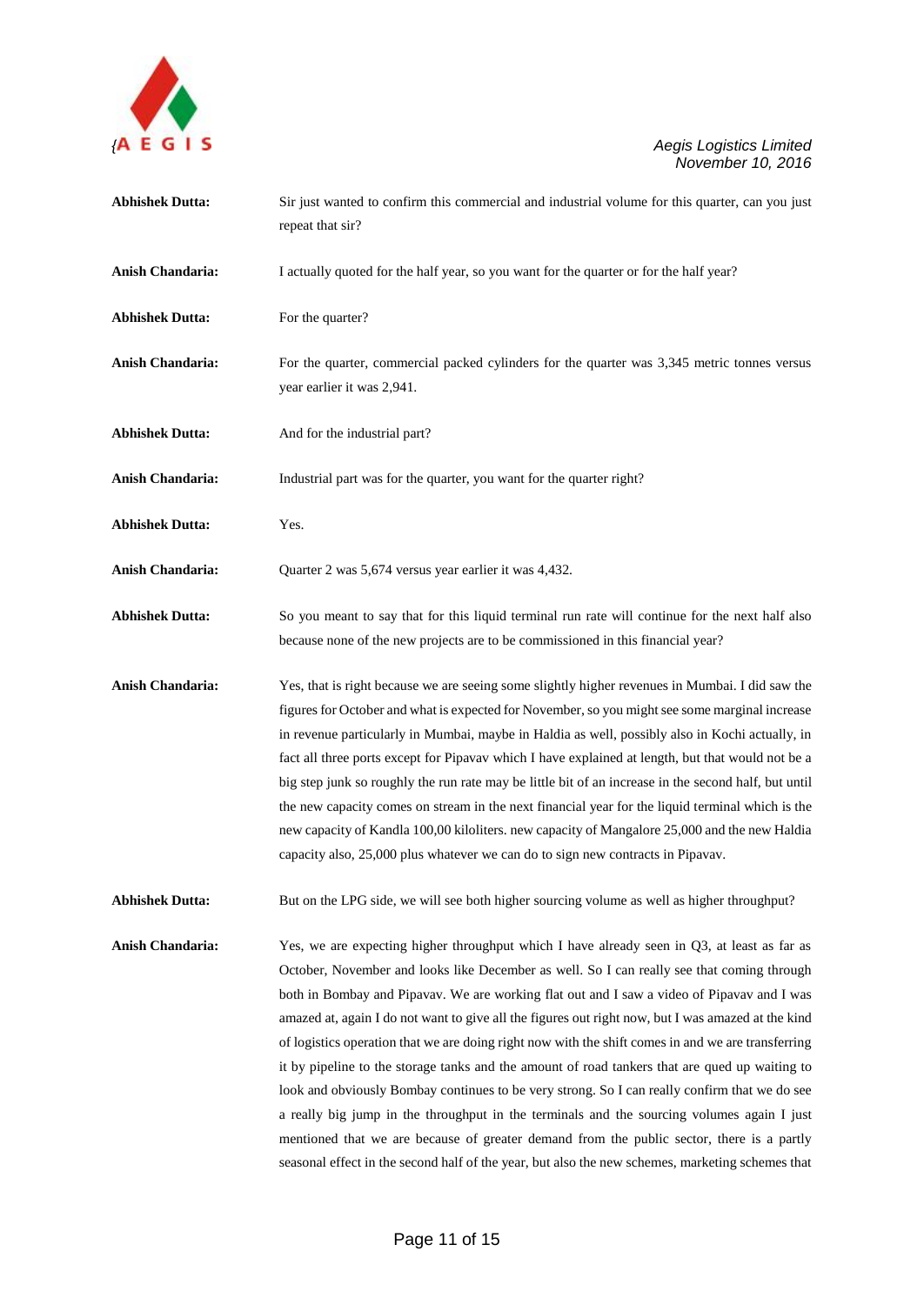**Abhishek Dutta:** Sir just wanted to confirm this commercial and industrial volume for this quarter, can you just repeat that sir?

**Anish Chandaria:** I actually quoted for the half year, so you want for the quarter or for the half year?

**Abhishek Dutta:** For the quarter?

**Anish Chandaria:** For the quarter, commercial packed cylinders for the quarter was 3,345 metric tonnes versus year earlier it was 2,941.

**Abhishek Dutta:** And for the industrial part?

**Anish Chandaria:** Industrial part was for the quarter, you want for the quarter right?

**Abhishek Dutta:** Yes.

**Anish Chandaria:** Quarter 2 was 5,674 versus year earlier it was 4,432.

**Abhishek Dutta:** So you meant to say that for this liquid terminal run rate will continue for the next half also because none of the new projects are to be commissioned in this financial year?

**Anish Chandaria:** Yes, that is right because we are seeing some slightly higher revenues in Mumbai. I did saw the figures for October and what is expected for November, so you might see some marginal increase in revenue particularly in Mumbai, maybe in Haldia as well, possibly also in Kochi actually, in fact all three ports except for Pipavav which I have explained at length, but that would not be a big step junk so roughly the run rate may be little bit of an increase in the second half, but until the new capacity comes on stream in the next financial year for the liquid terminal which is the new capacity of Kandla 100,00 kiloliters. new capacity of Mangalore 25,000 and the new Haldia capacity also, 25,000 plus whatever we can do to sign new contracts in Pipavav.

**Abhishek Dutta:** But on the LPG side, we will see both higher sourcing volume as well as higher throughput?

**Anish Chandaria:** Yes, we are expecting higher throughput which I have already seen in Q3, at least as far as October, November and looks like December as well. So I can really see that coming through both in Bombay and Pipavav. We are working flat out and I saw a video of Pipavav and I was amazed at, again I do not want to give all the figures out right now, but I was amazed at the kind of logistics operation that we are doing right now with the shift comes in and we are transferring it by pipeline to the storage tanks and the amount of road tankers that are qued up waiting to look and obviously Bombay continues to be very strong. So I can really confirm that we do see a really big jump in the throughput in the terminals and the sourcing volumes again I just mentioned that we are because of greater demand from the public sector, there is a partly seasonal effect in the second half of the year, but also the new schemes, marketing schemes that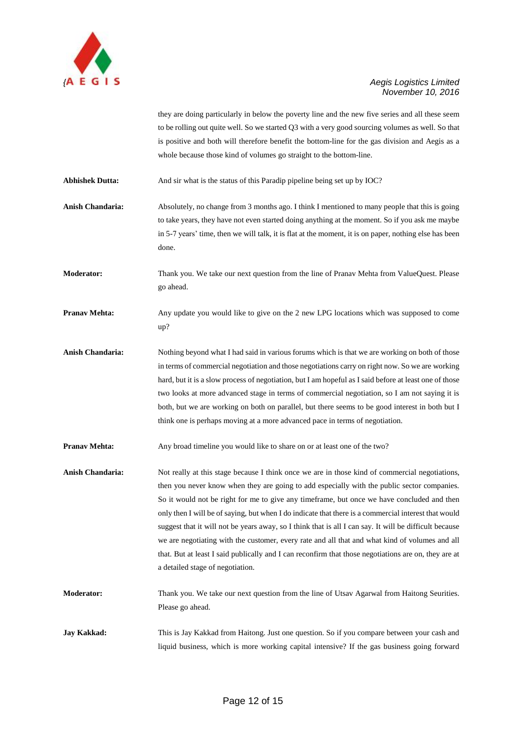they are doing particularly in below the poverty line and the new five series and all these seem to be rolling out quite well. So we started Q3 with a very good sourcing volumes as well. So that is positive and both will therefore benefit the bottom-line for the gas division and Aegis as a whole because those kind of volumes go straight to the bottom-line.

**Abhishek Dutta:** And sir what is the status of this Paradip pipeline being set up by IOC?

**Anish Chandaria:** Absolutely, no change from 3 months ago. I think I mentioned to many people that this is going to take years, they have not even started doing anything at the moment. So if you ask me maybe in 5-7 years' time, then we will talk, it is flat at the moment, it is on paper, nothing else has been done.

**Moderator:** Thank you. We take our next question from the line of Pranav Mehta from ValueQuest. Please go ahead.

**Pranav Mehta:** Any update you would like to give on the 2 new LPG locations which was supposed to come up?

**Anish Chandaria:** Nothing beyond what I had said in various forums which is that we are working on both of those in terms of commercial negotiation and those negotiations carry on right now. So we are working hard, but it is a slow process of negotiation, but I am hopeful as I said before at least one of those two looks at more advanced stage in terms of commercial negotiation, so I am not saying it is both, but we are working on both on parallel, but there seems to be good interest in both but I think one is perhaps moving at a more advanced pace in terms of negotiation.

**Pranav Mehta:** Any broad timeline you would like to share on or at least one of the two?

**Anish Chandaria:** Not really at this stage because I think once we are in those kind of commercial negotiations, then you never know when they are going to add especially with the public sector companies. So it would not be right for me to give any timeframe, but once we have concluded and then only then I will be of saying, but when I do indicate that there is a commercial interest that would suggest that it will not be years away, so I think that is all I can say. It will be difficult because we are negotiating with the customer, every rate and all that and what kind of volumes and all that. But at least I said publically and I can reconfirm that those negotiations are on, they are at a detailed stage of negotiation.

**Moderator:** Thank you. We take our next question from the line of Utsav Agarwal from Haitong Seurities. Please go ahead.

**Jay Kakkad:** This is Jay Kakkad from Haitong. Just one question. So if you compare between your cash and liquid business, which is more working capital intensive? If the gas business going forward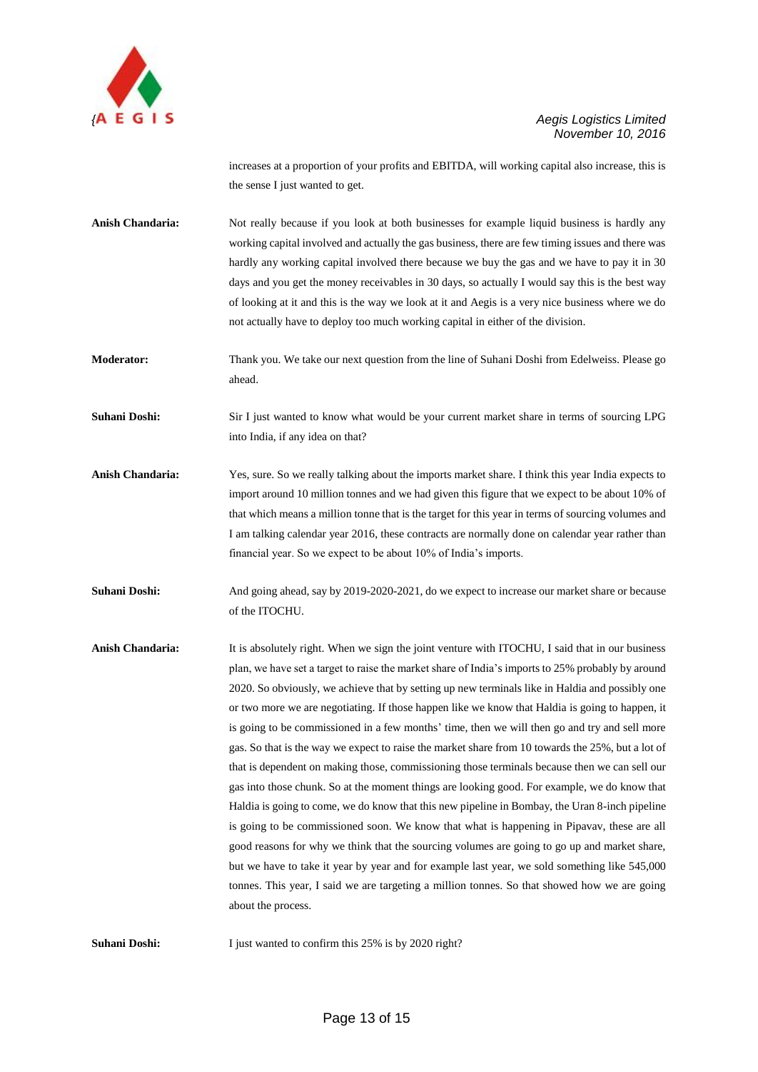increases at a proportion of your profits and EBITDA, will working capital also increase, this is the sense I just wanted to get.

**Anish Chandaria:** Not really because if you look at both businesses for example liquid business is hardly any working capital involved and actually the gas business, there are few timing issues and there was hardly any working capital involved there because we buy the gas and we have to pay it in 30 days and you get the money receivables in 30 days, so actually I would say this is the best way of looking at it and this is the way we look at it and Aegis is a very nice business where we do not actually have to deploy too much working capital in either of the division.

**Moderator:** Thank you. We take our next question from the line of Suhani Doshi from Edelweiss. Please go ahead.

**Suhani Doshi:** Sir I just wanted to know what would be your current market share in terms of sourcing LPG into India, if any idea on that?

**Anish Chandaria:** Yes, sure. So we really talking about the imports market share. I think this year India expects to import around 10 million tonnes and we had given this figure that we expect to be about 10% of that which means a million tonne that is the target for this year in terms of sourcing volumes and I am talking calendar year 2016, these contracts are normally done on calendar year rather than financial year. So we expect to be about 10% of India's imports.

**Suhani Doshi:** And going ahead, say by 2019-2020-2021, do we expect to increase our market share or because of the ITOCHU.

**Anish Chandaria:** It is absolutely right. When we sign the joint venture with ITOCHU, I said that in our business plan, we have set a target to raise the market share of India's imports to 25% probably by around 2020. So obviously, we achieve that by setting up new terminals like in Haldia and possibly one or two more we are negotiating. If those happen like we know that Haldia is going to happen, it is going to be commissioned in a few months' time, then we will then go and try and sell more gas. So that is the way we expect to raise the market share from 10 towards the 25%, but a lot of that is dependent on making those, commissioning those terminals because then we can sell our gas into those chunk. So at the moment things are looking good. For example, we do know that Haldia is going to come, we do know that this new pipeline in Bombay, the Uran 8-inch pipeline is going to be commissioned soon. We know that what is happening in Pipavav, these are all good reasons for why we think that the sourcing volumes are going to go up and market share, but we have to take it year by year and for example last year, we sold something like 545,000 tonnes. This year, I said we are targeting a million tonnes. So that showed how we are going about the process.

**Suhani Doshi:** I just wanted to confirm this 25% is by 2020 right?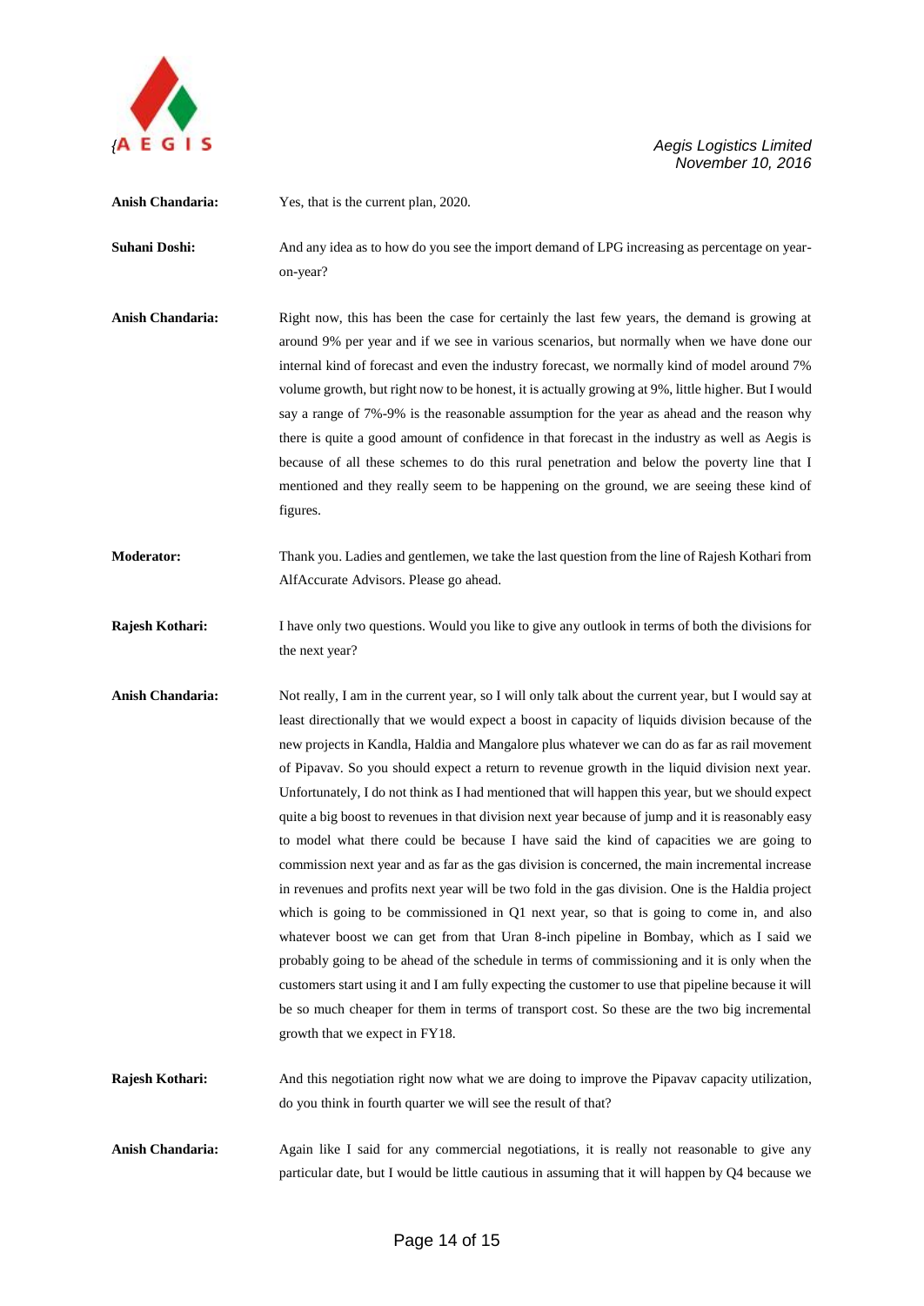**Anish Chandaria:** Yes, that is the current plan, 2020.

**Suhani Doshi:** And any idea as to how do you see the import demand of LPG increasing as percentage on year-on-year?

**Anish Chandaria:** Right now, this has been the case for certainly the last few years, the demand is growing at around 9% per year and if we see in various scenarios, but normally when we have done our internal kind of forecast and even the industry forecast, we normally kind of model around 7% volume growth, but right now to be honest, it is actually growing at 9%, little higher. But I would say a range of 7%-9% is the reasonable assumption for the year as ahead and the reason why there is quite a good amount of confidence in that forecast in the industry as well as Aegis is because of all these schemes to do this rural penetration and below the poverty line that I mentioned and they really seem to be happening on the ground, we are seeing these kind of figures.

**Moderator:** Thank you. Ladies and gentlemen, we take the last question from the line of Rajesh Kothari from AlfAccurate Advisors. Please go ahead.

**Rajesh Kothari:** I have only two questions. Would you like to give any outlook in terms of both the divisions for the next year?

**Anish Chandaria:** Not really, I am in the current year, so I will only talk about the current year, but I would say at least directionally that we would expect a boost in capacity of liquids division because of the new projects in Kandla, Haldia and Mangalore plus whatever we can do as far as rail movement of Pipavav. So you should expect a return to revenue growth in the liquid division next year. Unfortunately, I do not think as I had mentioned that will happen this year, but we should expect quite a big boost to revenues in that division next year because of jump and it is reasonably easy to model what there could be because I have said the kind of capacities we are going to commission next year and as far as the gas division is concerned, the main incremental increase in revenues and profits next year will be two fold in the gas division. One is the Haldia project which is going to be commissioned in Q1 next year, so that is going to come in, and also whatever boost we can get from that Uran 8-inch pipeline in Bombay, which as I said we probably going to be ahead of the schedule in terms of commissioning and it is only when the customers start using it and I am fully expecting the customer to use that pipeline because it will be so much cheaper for them in terms of transport cost. So these are the two big incremental growth that we expect in FY18.

**Rajesh Kothari:** And this negotiation right now what we are doing to improve the Pipavav capacity utilization, do you think in fourth quarter we will see the result of that?

**Anish Chandaria:** Again like I said for any commercial negotiations, it is really not reasonable to give any particular date, but I would be little cautious in assuming that it will happen by Q4 because we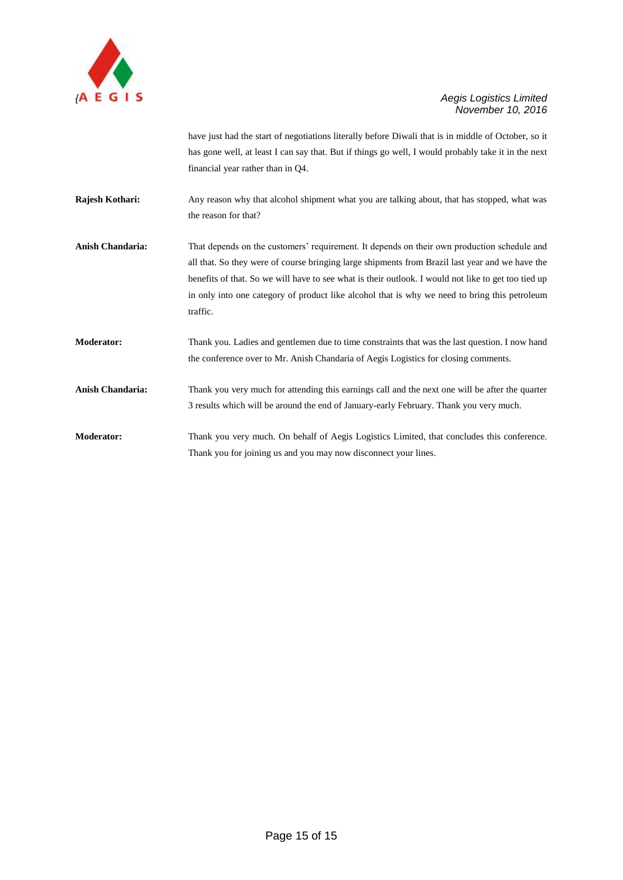have just had the start of negotiations literally before Diwali that is in middle of October, so it has gone well, at least I can say that. But if things go well, I would probably take it in the next financial year rather than in Q4.

**Rajesh Kothari:** Any reason why that alcohol shipment what you are talking about, that has stopped, what was the reason for that?

**Anish Chandaria:** That depends on the customers' requirement. It depends on their own production schedule and all that. So they were of course bringing large shipments from Brazil last year and we have the benefits of that. So we will have to see what is their outlook. I would not like to get too tied up in only into one category of product like alcohol that is why we need to bring this petroleum traffic.

**Moderator:** Thank you. Ladies and gentlemen due to time constraints that was the last question. I now hand the conference over to Mr. Anish Chandaria of Aegis Logistics for closing comments.

**Anish Chandaria:** Thank you very much for attending this earnings call and the next one will be after the quarter 3 results which will be around the end of January-early February. Thank you very much.

**Moderator:** Thank you very much. On behalf of Aegis Logistics Limited, that concludes this conference. Thank you for joining us and you may now disconnect your lines.